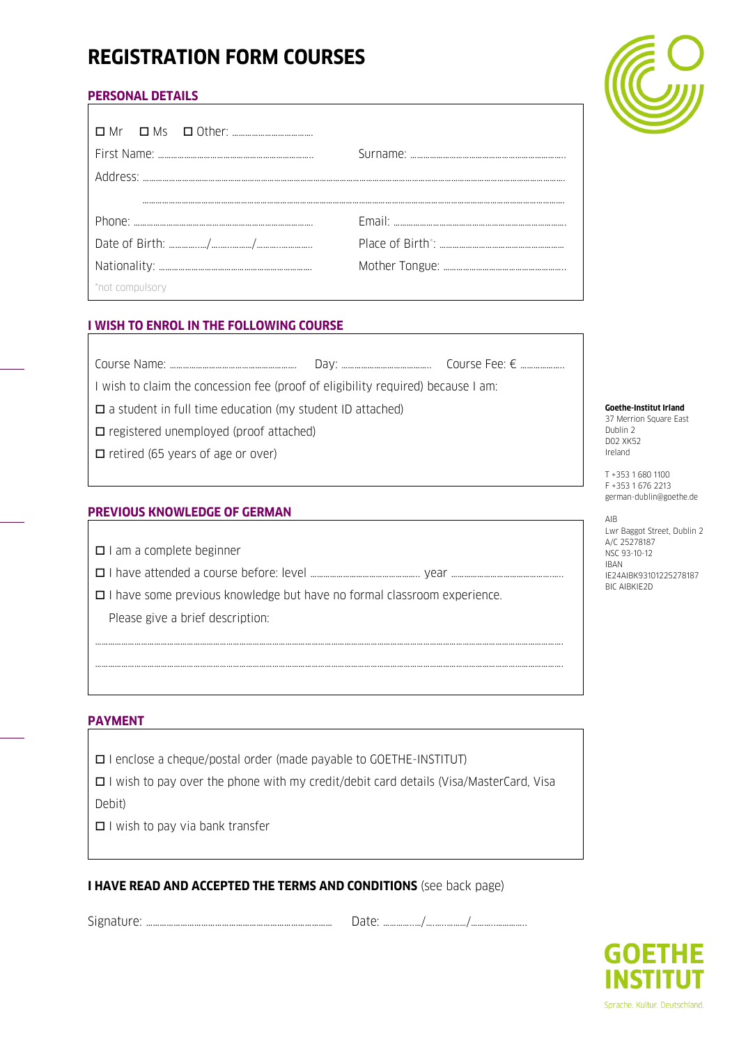# REGISTRATION FORM COURSES

## PERSONAL DETAILS

☐ Mr ☐ Ms ☐ Other: ..................................

First Name: ........................................................................ Surname: ........................................................................

Address: ........................................................................................................................................................................................................

........................................................................................................................................................................................................

Phone: ........................................................................ Email: ........................................................................

Date of Birth: ............../................/....................... Place of Birth*: ........................................................

Nationality: ........................................................................ Mother Tongue: ........................................................

*not compulsory

## I WISH TO ENROL IN THE FOLLOWING COURSE

Course Name: ........................................................ Day: ...................................... Course Fee: € ..................

I wish to claim the concession fee (proof of eligibility required) because I am:

☐ a student in full time education (my student ID attached)

☐ registered unemployed (proof attached)

☐ retired (65 years of age or over)

## PREVIOUS KNOWLEDGE OF GERMAN

☐ I am a complete beginner

☐ I have attended a course before: level ............................................... year ...............................................

☐ I have some previous knowledge but have no formal classroom experience.

Please give a brief description:

........................................................................................................................................................................................................

........................................................................................................................................................................................................

## PAYMENT

☐ I enclose a cheque/postal order (made payable to GOETHE-INSTITUT)

☐ I wish to pay over the phone with my credit/debit card details (Visa/MasterCard, Visa Debit)

☐ I wish to pay via bank transfer

**I HAVE READ AND ACCEPTED THE TERMS AND CONDITIONS** (see back page)

Signature: ........................................................................ Date: ............../................/.......................

**Goethe-Institut Irland**
37 Merrion Square East
Dublin 2
D02 XK52
Ireland

T +353 1 680 1100
F +353 1 676 2213
german-dublin@goethe.de

AIB
Lwr Baggot Street, Dublin 2
A/C 25278187
NSC 93-10-12
IBAN
IE24AIBK93101225278187
BIC AIBKIE2D

**GOETHE INSTITUT**
Sprache. Kultur. Deutschland.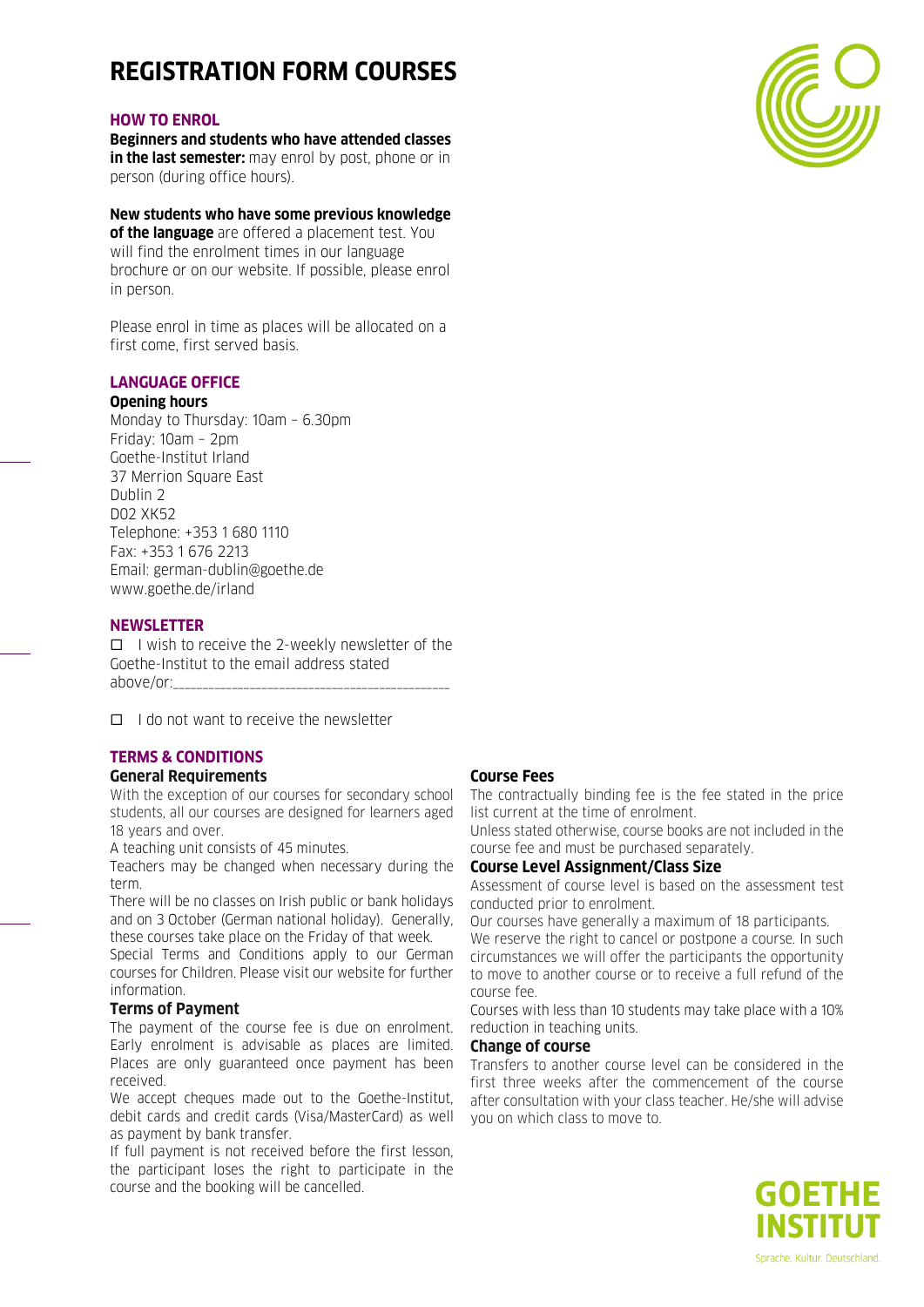# REGISTRATION FORM COURSES

## HOW TO ENROL

**Beginners and students who have attended classes in the last semester:** may enrol by post, phone or in person (during office hours).

**New students who have some previous knowledge of the language** are offered a placement test. You will find the enrolment times in our language brochure or on our website. If possible, please enrol in person.

Please enrol in time as places will be allocated on a first come, first served basis.

## LANGUAGE OFFICE

**Opening hours**

Monday to Thursday: 10am – 6.30pm
Friday: 10am – 2pm
Goethe-Institut Irland
37 Merrion Square East
Dublin 2
D02 XK52
Telephone: +353 1 680 1110
Fax: +353 1 676 2213
Email: german-dublin@goethe.de
www.goethe.de/irland

## NEWSLETTER

☐ I wish to receive the 2-weekly newsletter of the Goethe-Institut to the email address stated above/or:_____________________________________________

☐ I do not want to receive the newsletter

## TERMS & CONDITIONS

### General Requirements

With the exception of our courses for secondary school students, all our courses are designed for learners aged 18 years and over.

A teaching unit consists of 45 minutes.

Teachers may be changed when necessary during the term.

There will be no classes on Irish public or bank holidays and on 3 October (German national holiday). Generally, these courses take place on the Friday of that week.

Special Terms and Conditions apply to our German courses for Children. Please visit our website for further information.

### Terms of Payment

The payment of the course fee is due on enrolment. Early enrolment is advisable as places are limited. Places are only guaranteed once payment has been received.

We accept cheques made out to the Goethe-Institut, debit cards and credit cards (Visa/MasterCard) as well as payment by bank transfer.

If full payment is not received before the first lesson, the participant loses the right to participate in the course and the booking will be cancelled.

### Course Fees

The contractually binding fee is the fee stated in the price list current at the time of enrolment.

Unless stated otherwise, course books are not included in the course fee and must be purchased separately.

### Course Level Assignment/Class Size

Assessment of course level is based on the assessment test conducted prior to enrolment.

Our courses have generally a maximum of 18 participants.

We reserve the right to cancel or postpone a course. In such circumstances we will offer the participants the opportunity to move to another course or to receive a full refund of the course fee.

Courses with less than 10 students may take place with a 10% reduction in teaching units.

### Change of course

Transfers to another course level can be considered in the first three weeks after the commencement of the course after consultation with your class teacher. He/she will advise you on which class to move to.

GOETHE INSTITUT
Sprache. Kultur. Deutschland.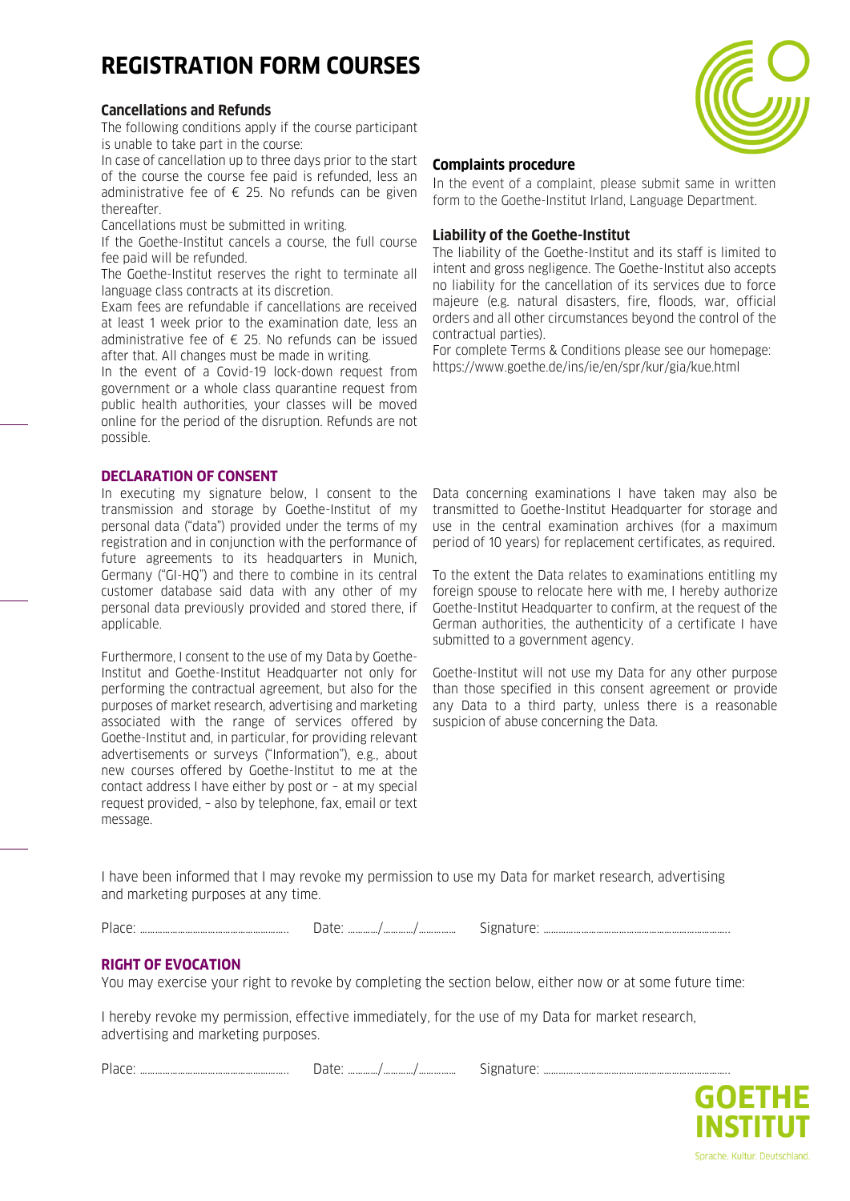# REGISTRATION FORM COURSES

### Cancellations and Refunds

The following conditions apply if the course participant is unable to take part in the course:

In case of cancellation up to three days prior to the start of the course the course fee paid is refunded, less an administrative fee of € 25. No refunds can be given thereafter.

Cancellations must be submitted in writing.

If the Goethe-Institut cancels a course, the full course fee paid will be refunded.

The Goethe-Institut reserves the right to terminate all language class contracts at its discretion.

Exam fees are refundable if cancellations are received at least 1 week prior to the examination date, less an administrative fee of € 25. No refunds can be issued after that. All changes must be made in writing.

In the event of a Covid-19 lock-down request from government or a whole class quarantine request from public health authorities, your classes will be moved online for the period of the disruption. Refunds are not possible.

### Complaints procedure

In the event of a complaint, please submit same in written form to the Goethe-Institut Irland, Language Department.

### Liability of the Goethe-Institut

The liability of the Goethe-Institut and its staff is limited to intent and gross negligence. The Goethe-Institut also accepts no liability for the cancellation of its services due to force majeure (e.g. natural disasters, fire, floods, war, official orders and all other circumstances beyond the control of the contractual parties).

For complete Terms & Conditions please see our homepage: https://www.goethe.de/ins/ie/en/spr/kur/gia/kue.html

### DECLARATION OF CONSENT

In executing my signature below, I consent to the transmission and storage by Goethe-Institut of my personal data ("data") provided under the terms of my registration and in conjunction with the performance of future agreements to its headquarters in Munich, Germany ("GI-HQ") and there to combine in its central customer database said data with any other of my personal data previously provided and stored there, if applicable.

Furthermore, I consent to the use of my Data by Goethe-Institut and Goethe-Institut Headquarter not only for performing the contractual agreement, but also for the purposes of market research, advertising and marketing associated with the range of services offered by Goethe-Institut and, in particular, for providing relevant advertisements or surveys ("Information"), e.g., about new courses offered by Goethe-Institut to me at the contact address I have either by post or – at my special request provided, – also by telephone, fax, email or text message.

Data concerning examinations I have taken may also be transmitted to Goethe-Institut Headquarter for storage and use in the central examination archives (for a maximum period of 10 years) for replacement certificates, as required.

To the extent the Data relates to examinations entitling my foreign spouse to relocate here with me, I hereby authorize Goethe-Institut Headquarter to confirm, at the request of the German authorities, the authenticity of a certificate I have submitted to a government agency.

Goethe-Institut will not use my Data for any other purpose than those specified in this consent agreement or provide any Data to a third party, unless there is a reasonable suspicion of abuse concerning the Data.

I have been informed that I may revoke my permission to use my Data for market research, advertising and marketing purposes at any time.

Place: ................................................ Date: ........../........../............ Signature: ..............................................................

### RIGHT OF EVOCATION

You may exercise your right to revoke by completing the section below, either now or at some future time:

I hereby revoke my permission, effective immediately, for the use of my Data for market research, advertising and marketing purposes.

Place: ................................................ Date: ........../........../............ Signature: ..............................................................

GOETHE INSTITUT

Sprache. Kultur. Deutschland.